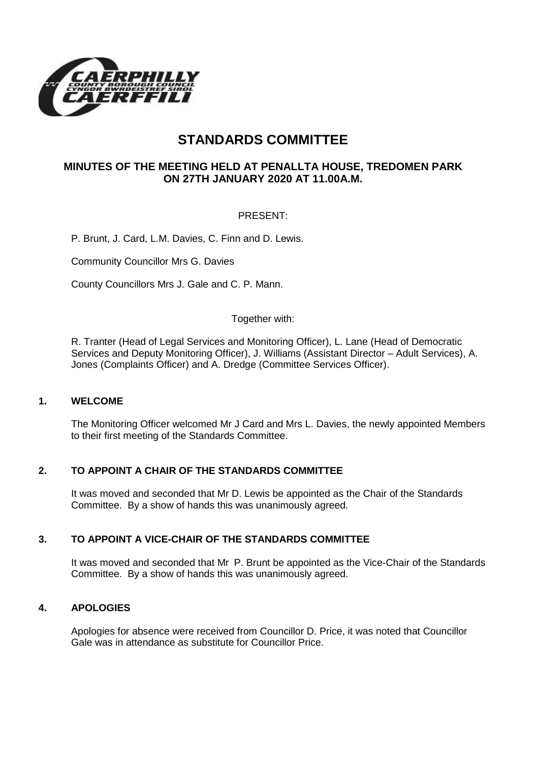# STANDARDS COMMITTEE

## MINUTES OF THE MEETING HELD AT PENALLTA HOUSE, TREDOMEN PARK ON 27TH JANUARY 2020 AT 11.00A.M.

PRESENT:

P. Brunt, J. Card, L.M. Davies, C. Finn and D. Lewis.

Community Councillor Mrs G. Davies

County Councillors Mrs J. Gale and C. P. Mann.

Together with:

R. Tranter (Head of Legal Services and Monitoring Officer), L. Lane (Head of Democratic Services and Deputy Monitoring Officer), J. Williams (Assistant Director – Adult Services), A. Jones (Complaints Officer) and A. Dredge (Committee Services Officer).

### 1. WELCOME

The Monitoring Officer welcomed Mr J Card and Mrs L. Davies, the newly appointed Members to their first meeting of the Standards Committee.

### 2. TO APPOINT A CHAIR OF THE STANDARDS COMMITTEE

It was moved and seconded that Mr D. Lewis be appointed as the Chair of the Standards Committee. By a show of hands this was unanimously agreed.

### 3. TO APPOINT A VICE-CHAIR OF THE STANDARDS COMMITTEE

It was moved and seconded that Mr P. Brunt be appointed as the Vice-Chair of the Standards Committee. By a show of hands this was unanimously agreed.

### 4. APOLOGIES

Apologies for absence were received from Councillor D. Price, it was noted that Councillor Gale was in attendance as substitute for Councillor Price.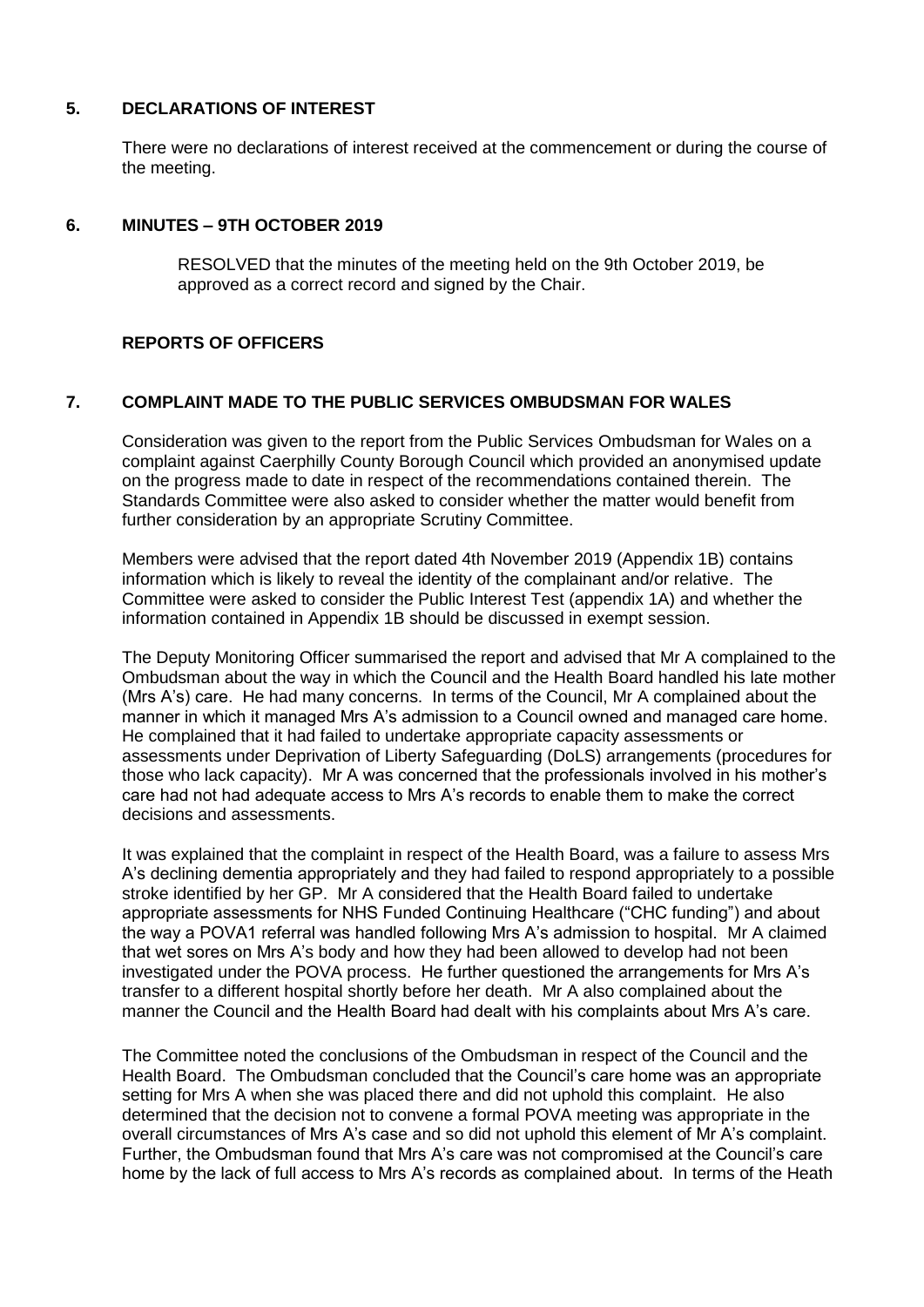## 5. DECLARATIONS OF INTEREST

There were no declarations of interest received at the commencement or during the course of the meeting.

## 6. MINUTES – 9TH OCTOBER 2019

RESOLVED that the minutes of the meeting held on the 9th October 2019, be approved as a correct record and signed by the Chair.

## REPORTS OF OFFICERS

## 7. COMPLAINT MADE TO THE PUBLIC SERVICES OMBUDSMAN FOR WALES

Consideration was given to the report from the Public Services Ombudsman for Wales on a complaint against Caerphilly County Borough Council which provided an anonymised update on the progress made to date in respect of the recommendations contained therein. The Standards Committee were also asked to consider whether the matter would benefit from further consideration by an appropriate Scrutiny Committee.

Members were advised that the report dated 4th November 2019 (Appendix 1B) contains information which is likely to reveal the identity of the complainant and/or relative. The Committee were asked to consider the Public Interest Test (appendix 1A) and whether the information contained in Appendix 1B should be discussed in exempt session.

The Deputy Monitoring Officer summarised the report and advised that Mr A complained to the Ombudsman about the way in which the Council and the Health Board handled his late mother (Mrs A's) care. He had many concerns. In terms of the Council, Mr A complained about the manner in which it managed Mrs A's admission to a Council owned and managed care home. He complained that it had failed to undertake appropriate capacity assessments or assessments under Deprivation of Liberty Safeguarding (DoLS) arrangements (procedures for those who lack capacity). Mr A was concerned that the professionals involved in his mother's care had not had adequate access to Mrs A's records to enable them to make the correct decisions and assessments.

It was explained that the complaint in respect of the Health Board, was a failure to assess Mrs A's declining dementia appropriately and they had failed to respond appropriately to a possible stroke identified by her GP. Mr A considered that the Health Board failed to undertake appropriate assessments for NHS Funded Continuing Healthcare ("CHC funding") and about the way a POVA1 referral was handled following Mrs A's admission to hospital. Mr A claimed that wet sores on Mrs A's body and how they had been allowed to develop had not been investigated under the POVA process. He further questioned the arrangements for Mrs A's transfer to a different hospital shortly before her death. Mr A also complained about the manner the Council and the Health Board had dealt with his complaints about Mrs A's care.

The Committee noted the conclusions of the Ombudsman in respect of the Council and the Health Board. The Ombudsman concluded that the Council's care home was an appropriate setting for Mrs A when she was placed there and did not uphold this complaint. He also determined that the decision not to convene a formal POVA meeting was appropriate in the overall circumstances of Mrs A's case and so did not uphold this element of Mr A's complaint. Further, the Ombudsman found that Mrs A's care was not compromised at the Council's care home by the lack of full access to Mrs A's records as complained about. In terms of the Heath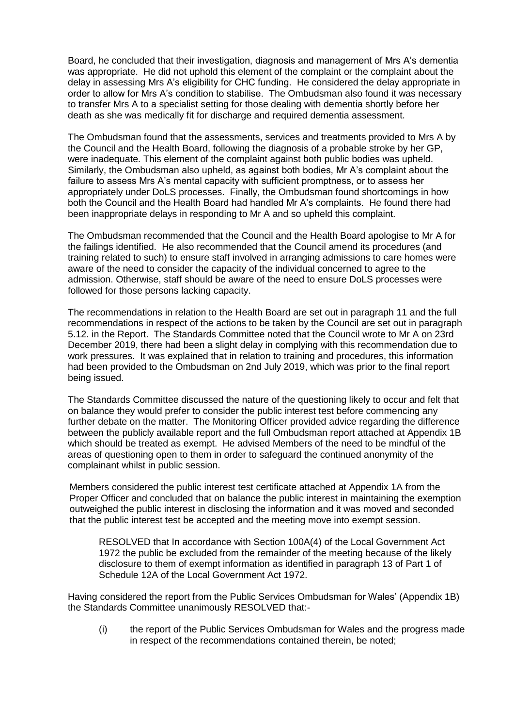Board, he concluded that their investigation, diagnosis and management of Mrs A's dementia was appropriate. He did not uphold this element of the complaint or the complaint about the delay in assessing Mrs A's eligibility for CHC funding. He considered the delay appropriate in order to allow for Mrs A's condition to stabilise. The Ombudsman also found it was necessary to transfer Mrs A to a specialist setting for those dealing with dementia shortly before her death as she was medically fit for discharge and required dementia assessment.

The Ombudsman found that the assessments, services and treatments provided to Mrs A by the Council and the Health Board, following the diagnosis of a probable stroke by her GP, were inadequate. This element of the complaint against both public bodies was upheld. Similarly, the Ombudsman also upheld, as against both bodies, Mr A's complaint about the failure to assess Mrs A's mental capacity with sufficient promptness, or to assess her appropriately under DoLS processes. Finally, the Ombudsman found shortcomings in how both the Council and the Health Board had handled Mr A's complaints. He found there had been inappropriate delays in responding to Mr A and so upheld this complaint.

The Ombudsman recommended that the Council and the Health Board apologise to Mr A for the failings identified. He also recommended that the Council amend its procedures (and training related to such) to ensure staff involved in arranging admissions to care homes were aware of the need to consider the capacity of the individual concerned to agree to the admission. Otherwise, staff should be aware of the need to ensure DoLS processes were followed for those persons lacking capacity.

The recommendations in relation to the Health Board are set out in paragraph 11 and the full recommendations in respect of the actions to be taken by the Council are set out in paragraph 5.12. in the Report. The Standards Committee noted that the Council wrote to Mr A on 23rd December 2019, there had been a slight delay in complying with this recommendation due to work pressures. It was explained that in relation to training and procedures, this information had been provided to the Ombudsman on 2nd July 2019, which was prior to the final report being issued.

The Standards Committee discussed the nature of the questioning likely to occur and felt that on balance they would prefer to consider the public interest test before commencing any further debate on the matter. The Monitoring Officer provided advice regarding the difference between the publicly available report and the full Ombudsman report attached at Appendix 1B which should be treated as exempt. He advised Members of the need to be mindful of the areas of questioning open to them in order to safeguard the continued anonymity of the complainant whilst in public session.

Members considered the public interest test certificate attached at Appendix 1A from the Proper Officer and concluded that on balance the public interest in maintaining the exemption outweighed the public interest in disclosing the information and it was moved and seconded that the public interest test be accepted and the meeting move into exempt session.

> RESOLVED that In accordance with Section 100A(4) of the Local Government Act 1972 the public be excluded from the remainder of the meeting because of the likely disclosure to them of exempt information as identified in paragraph 13 of Part 1 of Schedule 12A of the Local Government Act 1972.

Having considered the report from the Public Services Ombudsman for Wales' (Appendix 1B) the Standards Committee unanimously RESOLVED that:-

(i) the report of the Public Services Ombudsman for Wales and the progress made in respect of the recommendations contained therein, be noted;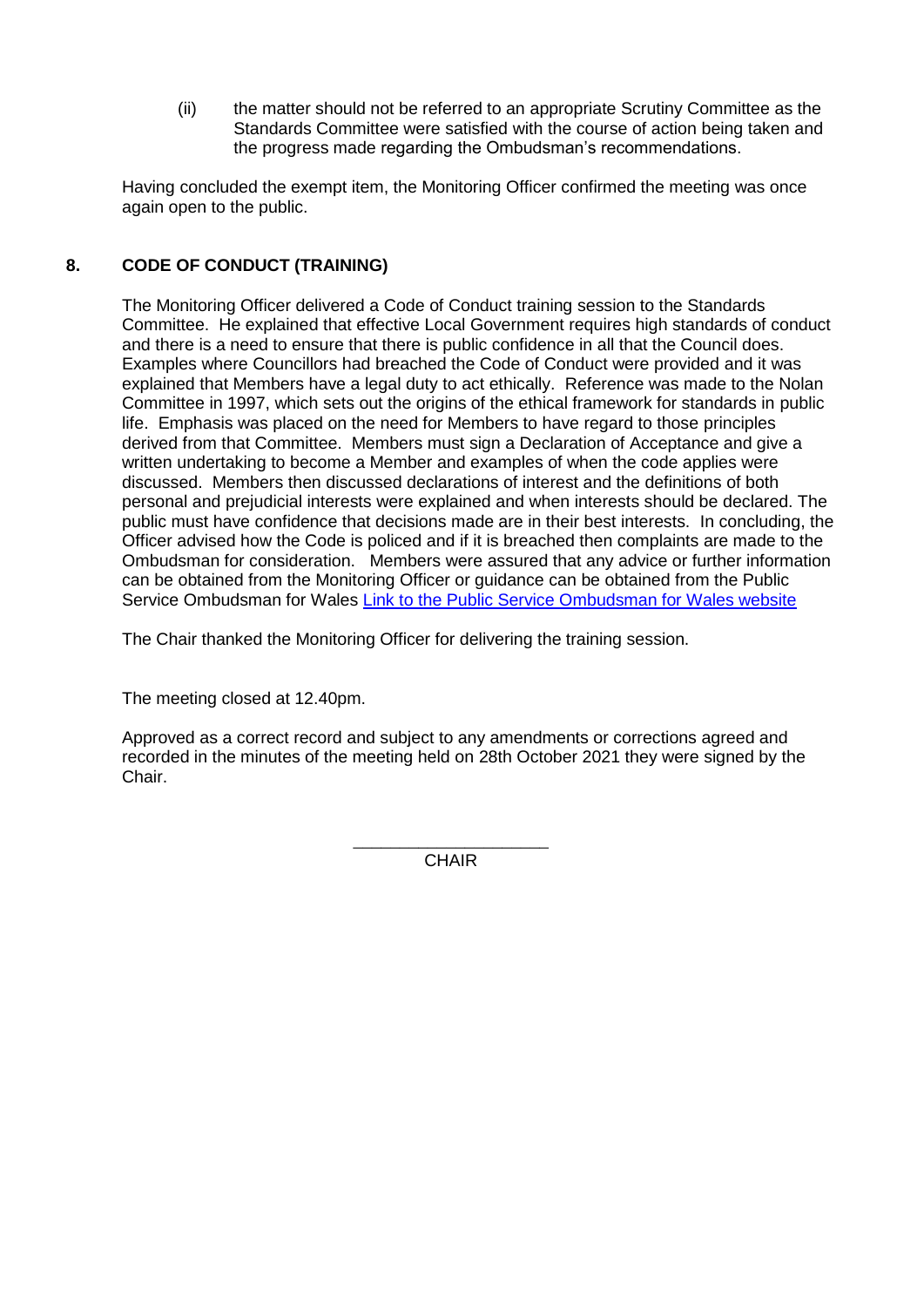(ii) the matter should not be referred to an appropriate Scrutiny Committee as the Standards Committee were satisfied with the course of action being taken and the progress made regarding the Ombudsman's recommendations.

Having concluded the exempt item, the Monitoring Officer confirmed the meeting was once again open to the public.

**8. CODE OF CONDUCT (TRAINING)**

The Monitoring Officer delivered a Code of Conduct training session to the Standards Committee. He explained that effective Local Government requires high standards of conduct and there is a need to ensure that there is public confidence in all that the Council does. Examples where Councillors had breached the Code of Conduct were provided and it was explained that Members have a legal duty to act ethically. Reference was made to the Nolan Committee in 1997, which sets out the origins of the ethical framework for standards in public life. Emphasis was placed on the need for Members to have regard to those principles derived from that Committee. Members must sign a Declaration of Acceptance and give a written undertaking to become a Member and examples of when the code applies were discussed. Members then discussed declarations of interest and the definitions of both personal and prejudicial interests were explained and when interests should be declared. The public must have confidence that decisions made are in their best interests. In concluding, the Officer advised how the Code is policed and if it is breached then complaints are made to the Ombudsman for consideration. Members were assured that any advice or further information can be obtained from the Monitoring Officer or guidance can be obtained from the Public Service Ombudsman for Wales [Link to the Public Service Ombudsman for Wales website]

The Chair thanked the Monitoring Officer for delivering the training session.

The meeting closed at 12.40pm.

Approved as a correct record and subject to any amendments or corrections agreed and recorded in the minutes of the meeting held on 28th October 2021 they were signed by the Chair.

_____________________

CHAIR